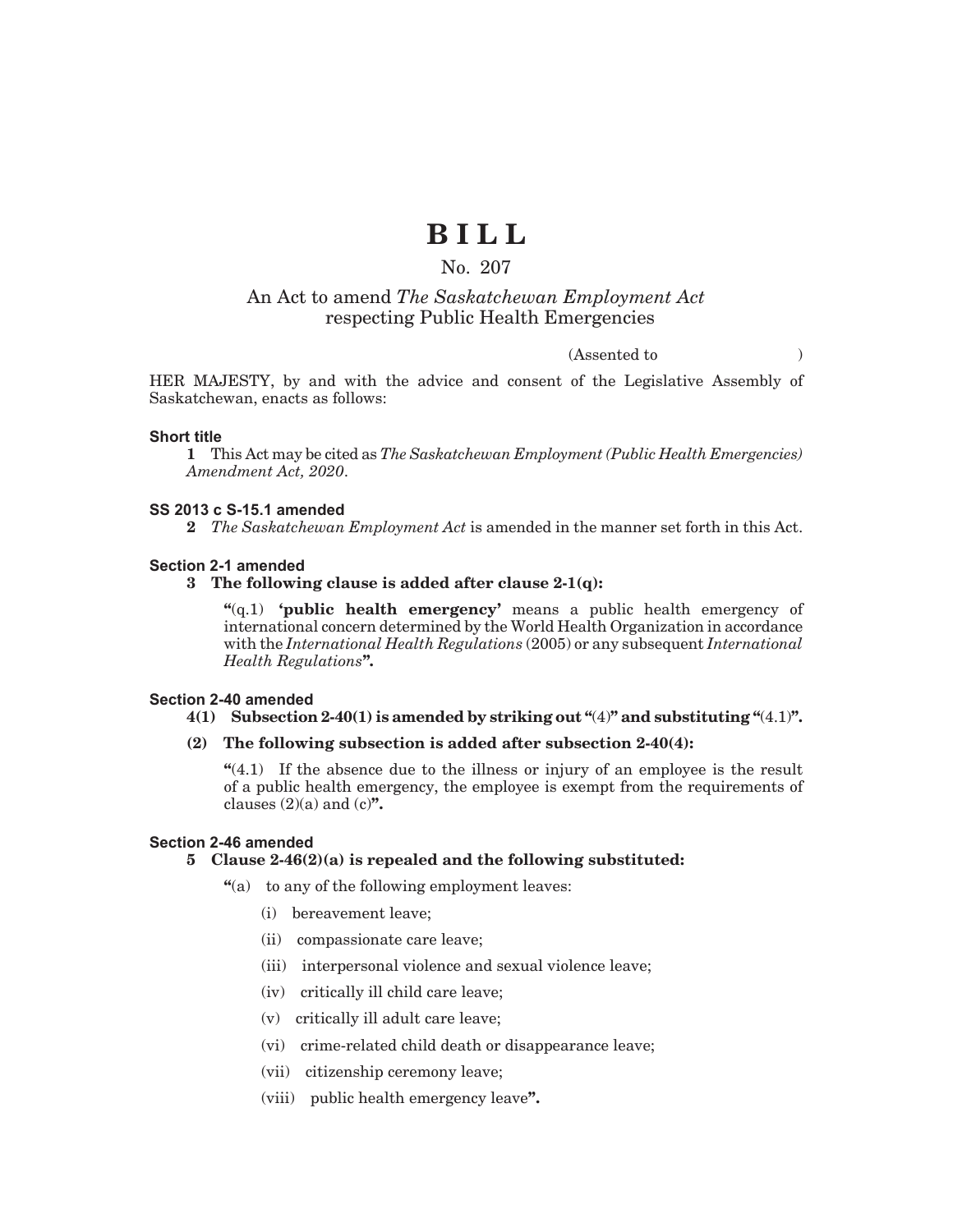# BILL

## No. 207

## An Act to amend *The Saskatchewan Employment Act* respecting Public Health Emergencies

(Assented to )

HER MAJESTY, by and with the advice and consent of the Legislative Assembly of Saskatchewan, enacts as follows:

**Short title**

**1** This Act may be cited as *The Saskatchewan Employment (Public Health Emergencies) Amendment Act, 2020*.

**SS 2013 c S-15.1 amended**

**2** *The Saskatchewan Employment Act* is amended in the manner set forth in this Act.

**Section 2-1 amended**

**3 The following clause is added after clause 2-1(q):**

**"**(q.1) **'public health emergency'** means a public health emergency of international concern determined by the World Health Organization in accordance with the *International Health Regulations* (2005) or any subsequent *International Health Regulations***".**

**Section 2-40 amended**

**4(1) Subsection 2-40(1) is amended by striking out "**(4)**" and substituting "**(4.1)**".**

**(2) The following subsection is added after subsection 2-40(4):**

**"**(4.1) If the absence due to the illness or injury of an employee is the result of a public health emergency, the employee is exempt from the requirements of clauses (2)(a) and (c)**".**

**Section 2-46 amended**

**5 Clause 2-46(2)(a) is repealed and the following substituted:**

**"**(a) to any of the following employment leaves:

(i) bereavement leave;

(ii) compassionate care leave;

(iii) interpersonal violence and sexual violence leave;

(iv) critically ill child care leave;

(v) critically ill adult care leave;

(vi) crime-related child death or disappearance leave;

(vii) citizenship ceremony leave;

(viii) public health emergency leave**".**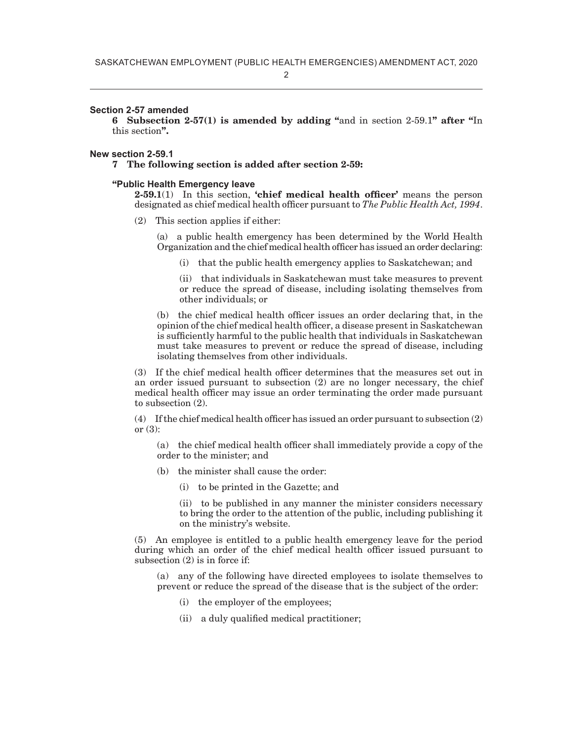### Section 2-57 amended

**6 Subsection 2-57(1) is amended by adding "**and in section 2-59.1**" after "**In this section**".**

### New section 2-59.1

**7 The following section is added after section 2-59:**

#### "Public Health Emergency leave

**2-59.1**(1) In this section, **'chief medical health officer'** means the person designated as chief medical health officer pursuant to *The Public Health Act, 1994*.

(2) This section applies if either:

(a) a public health emergency has been determined by the World Health Organization and the chief medical health officer has issued an order declaring:

(i) that the public health emergency applies to Saskatchewan; and

(ii) that individuals in Saskatchewan must take measures to prevent or reduce the spread of disease, including isolating themselves from other individuals; or

(b) the chief medical health officer issues an order declaring that, in the opinion of the chief medical health officer, a disease present in Saskatchewan is sufficiently harmful to the public health that individuals in Saskatchewan must take measures to prevent or reduce the spread of disease, including isolating themselves from other individuals.

(3) If the chief medical health officer determines that the measures set out in an order issued pursuant to subsection (2) are no longer necessary, the chief medical health officer may issue an order terminating the order made pursuant to subsection (2).

(4) If the chief medical health officer has issued an order pursuant to subsection (2) or (3):

(a) the chief medical health officer shall immediately provide a copy of the order to the minister; and

(b) the minister shall cause the order:

(i) to be printed in the Gazette; and

(ii) to be published in any manner the minister considers necessary to bring the order to the attention of the public, including publishing it on the ministry's website.

(5) An employee is entitled to a public health emergency leave for the period during which an order of the chief medical health officer issued pursuant to subsection (2) is in force if:

(a) any of the following have directed employees to isolate themselves to prevent or reduce the spread of the disease that is the subject of the order:

(i) the employer of the employees;

(ii) a duly qualified medical practitioner;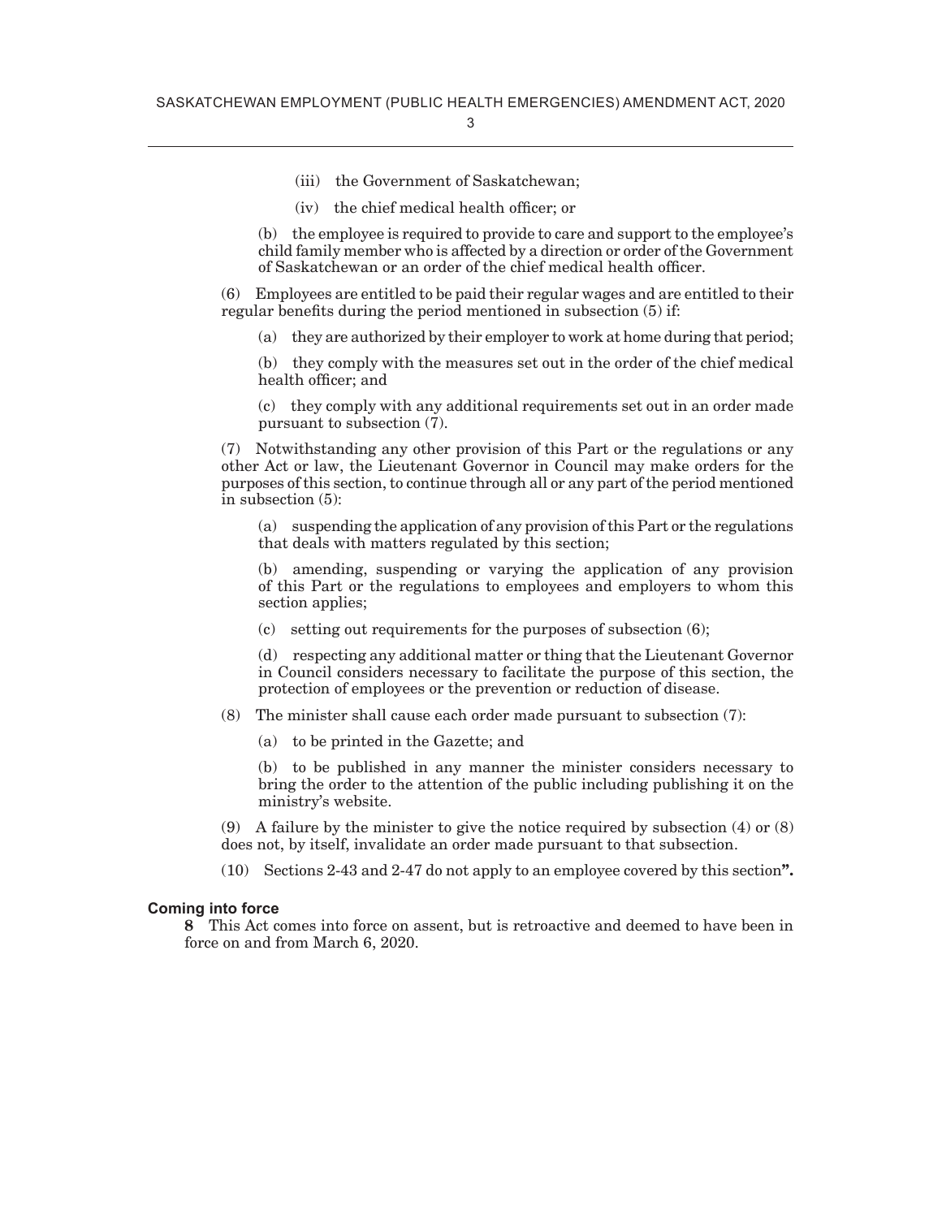(iii) the Government of Saskatchewan;

(iv) the chief medical health officer; or

(b) the employee is required to provide to care and support to the employee's child family member who is affected by a direction or order of the Government of Saskatchewan or an order of the chief medical health officer.

(6) Employees are entitled to be paid their regular wages and are entitled to their regular benefits during the period mentioned in subsection (5) if:

(a) they are authorized by their employer to work at home during that period;

(b) they comply with the measures set out in the order of the chief medical health officer; and

(c) they comply with any additional requirements set out in an order made pursuant to subsection (7).

(7) Notwithstanding any other provision of this Part or the regulations or any other Act or law, the Lieutenant Governor in Council may make orders for the purposes of this section, to continue through all or any part of the period mentioned in subsection (5):

(a) suspending the application of any provision of this Part or the regulations that deals with matters regulated by this section;

(b) amending, suspending or varying the application of any provision of this Part or the regulations to employees and employers to whom this section applies;

(c) setting out requirements for the purposes of subsection (6);

(d) respecting any additional matter or thing that the Lieutenant Governor in Council considers necessary to facilitate the purpose of this section, the protection of employees or the prevention or reduction of disease.

(8) The minister shall cause each order made pursuant to subsection (7):

(a) to be printed in the Gazette; and

(b) to be published in any manner the minister considers necessary to bring the order to the attention of the public including publishing it on the ministry's website.

(9) A failure by the minister to give the notice required by subsection (4) or (8) does not, by itself, invalidate an order made pursuant to that subsection.

(10) Sections 2-43 and 2-47 do not apply to an employee covered by this section**".**

**Coming into force**

**8** This Act comes into force on assent, but is retroactive and deemed to have been in force on and from March 6, 2020.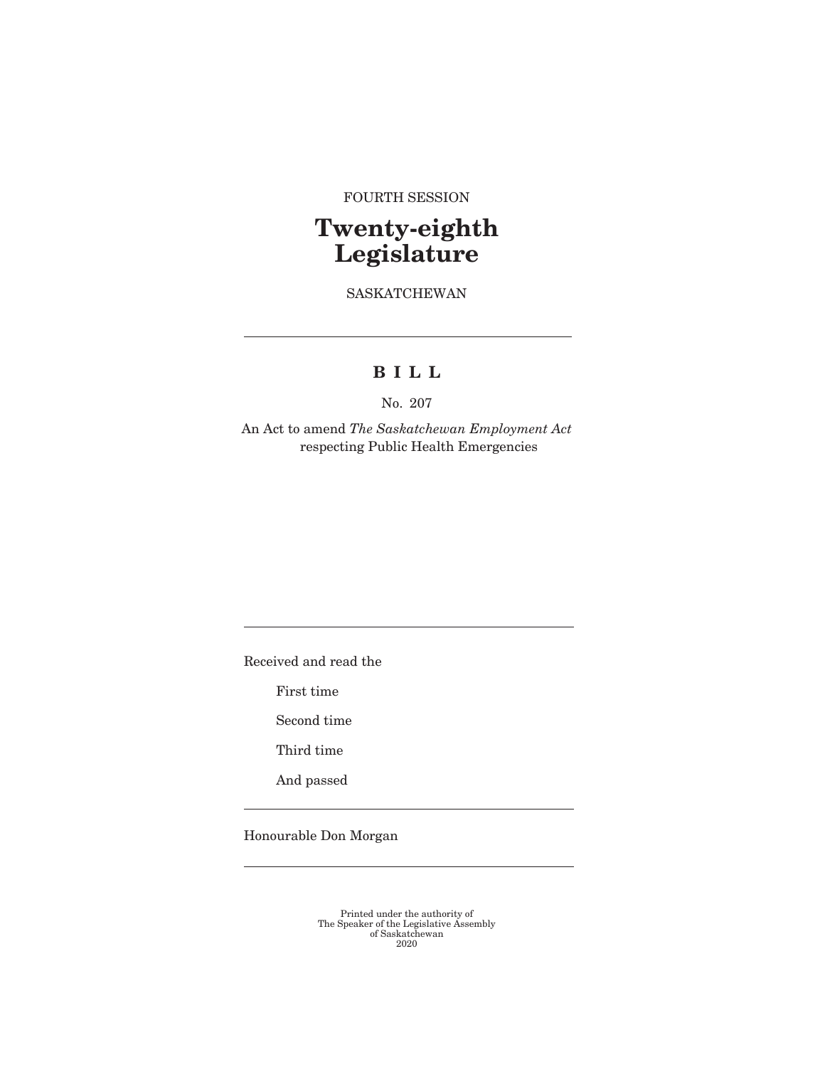FOURTH SESSION

# Twenty-eighth Legislature

SASKATCHEWAN

---

## B I L L

No. 207

An Act to amend *The Saskatchewan Employment Act* respecting Public Health Emergencies

---

Received and read the

First time

Second time

Third time

And passed

---

Honourable Don Morgan

---

Printed under the authority of
The Speaker of the Legislative Assembly
of Saskatchewan
2020